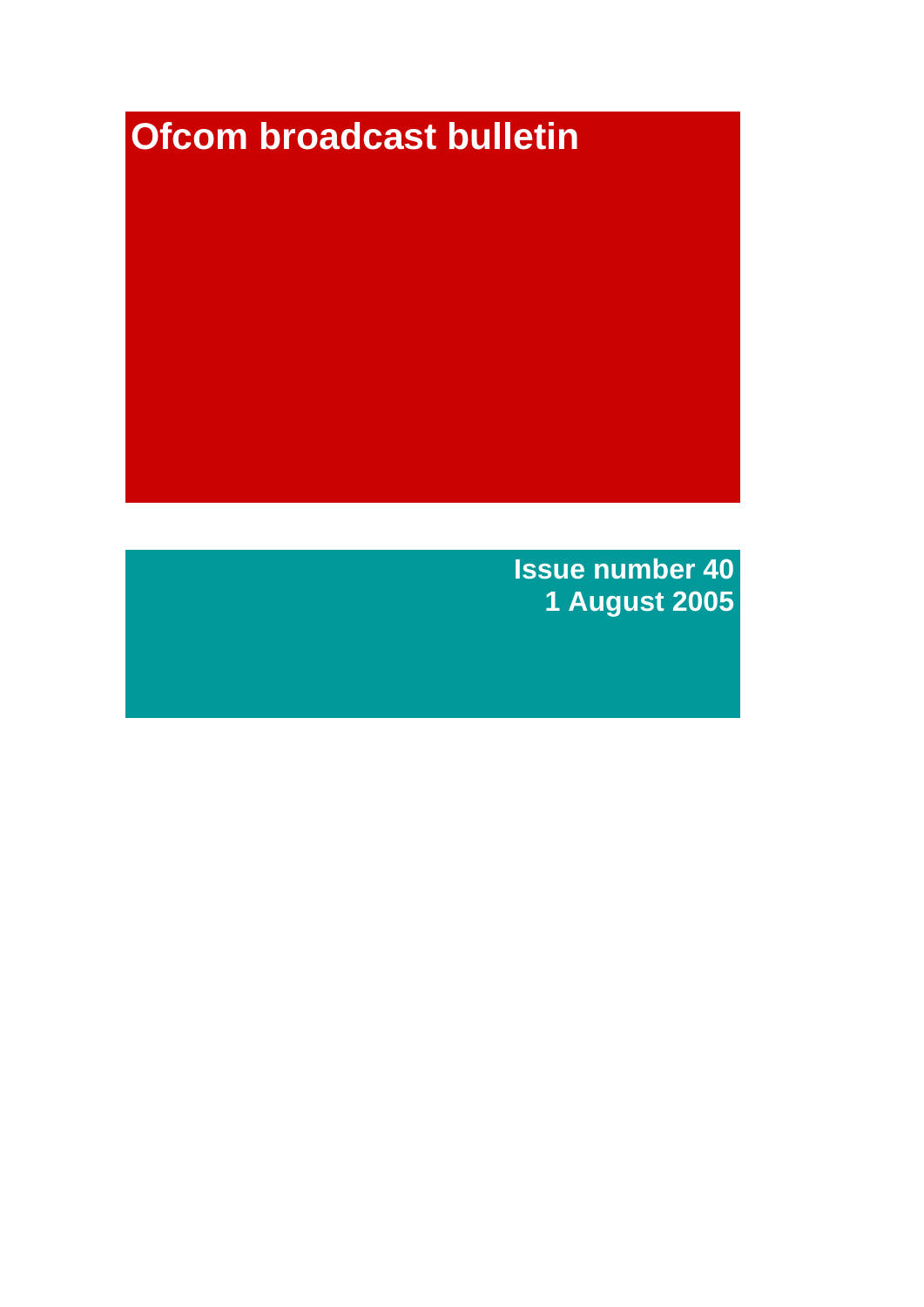# Ofcom broadcast bulletin

**Issue number 40**
**1 August 2005**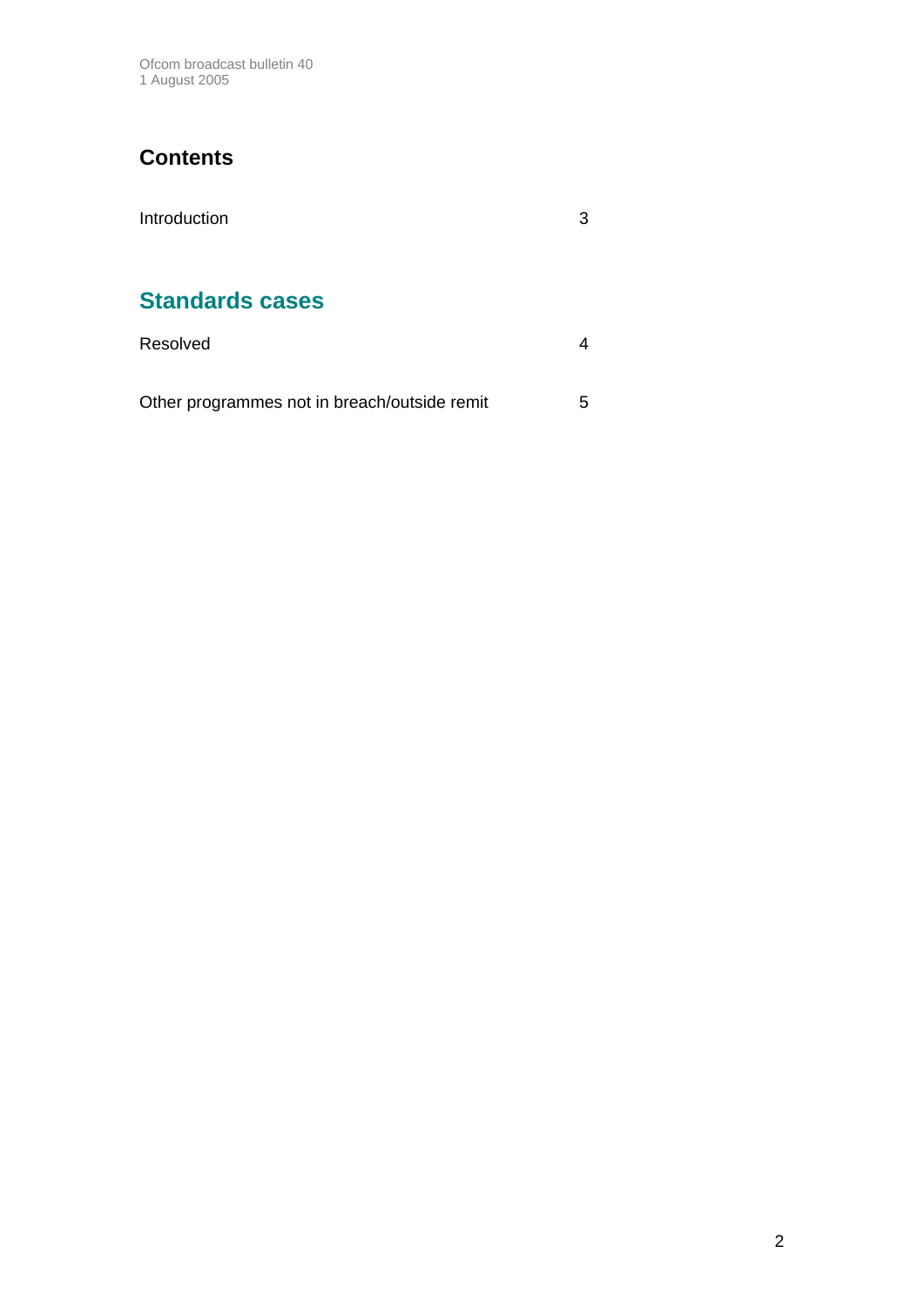# Contents

| | |
|---|---|
| Introduction | 3 |

## Standards cases

| | |
|---|---|
| Resolved | 4 |
| Other programmes not in breach/outside remit | 5 |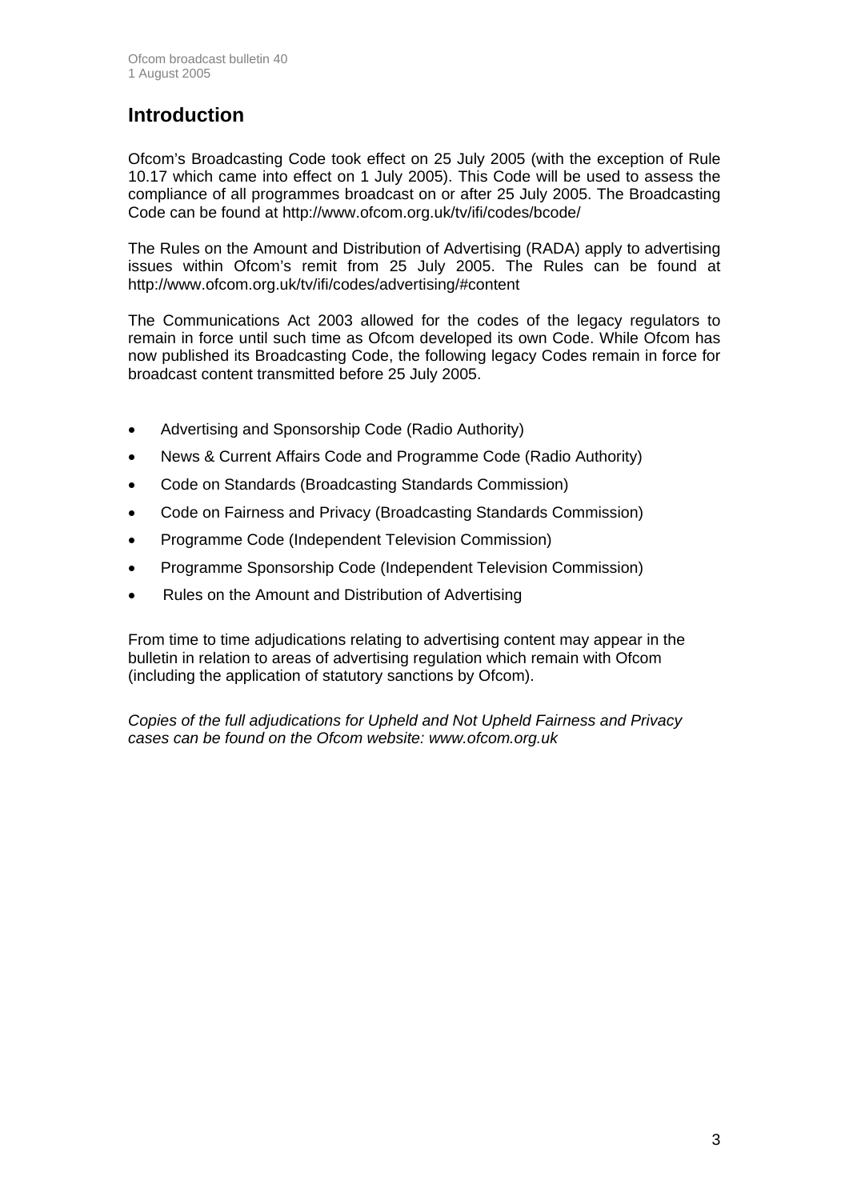# Introduction

Ofcom's Broadcasting Code took effect on 25 July 2005 (with the exception of Rule 10.17 which came into effect on 1 July 2005). This Code will be used to assess the compliance of all programmes broadcast on or after 25 July 2005. The Broadcasting Code can be found at http://www.ofcom.org.uk/tv/ifi/codes/bcode/

The Rules on the Amount and Distribution of Advertising (RADA) apply to advertising issues within Ofcom's remit from 25 July 2005. The Rules can be found at http://www.ofcom.org.uk/tv/ifi/codes/advertising/#content

The Communications Act 2003 allowed for the codes of the legacy regulators to remain in force until such time as Ofcom developed its own Code. While Ofcom has now published its Broadcasting Code, the following legacy Codes remain in force for broadcast content transmitted before 25 July 2005.

- Advertising and Sponsorship Code (Radio Authority)
- News & Current Affairs Code and Programme Code (Radio Authority)
- Code on Standards (Broadcasting Standards Commission)
- Code on Fairness and Privacy (Broadcasting Standards Commission)
- Programme Code (Independent Television Commission)
- Programme Sponsorship Code (Independent Television Commission)
- Rules on the Amount and Distribution of Advertising

From time to time adjudications relating to advertising content may appear in the bulletin in relation to areas of advertising regulation which remain with Ofcom (including the application of statutory sanctions by Ofcom).

*Copies of the full adjudications for Upheld and Not Upheld Fairness and Privacy cases can be found on the Ofcom website: www.ofcom.org.uk*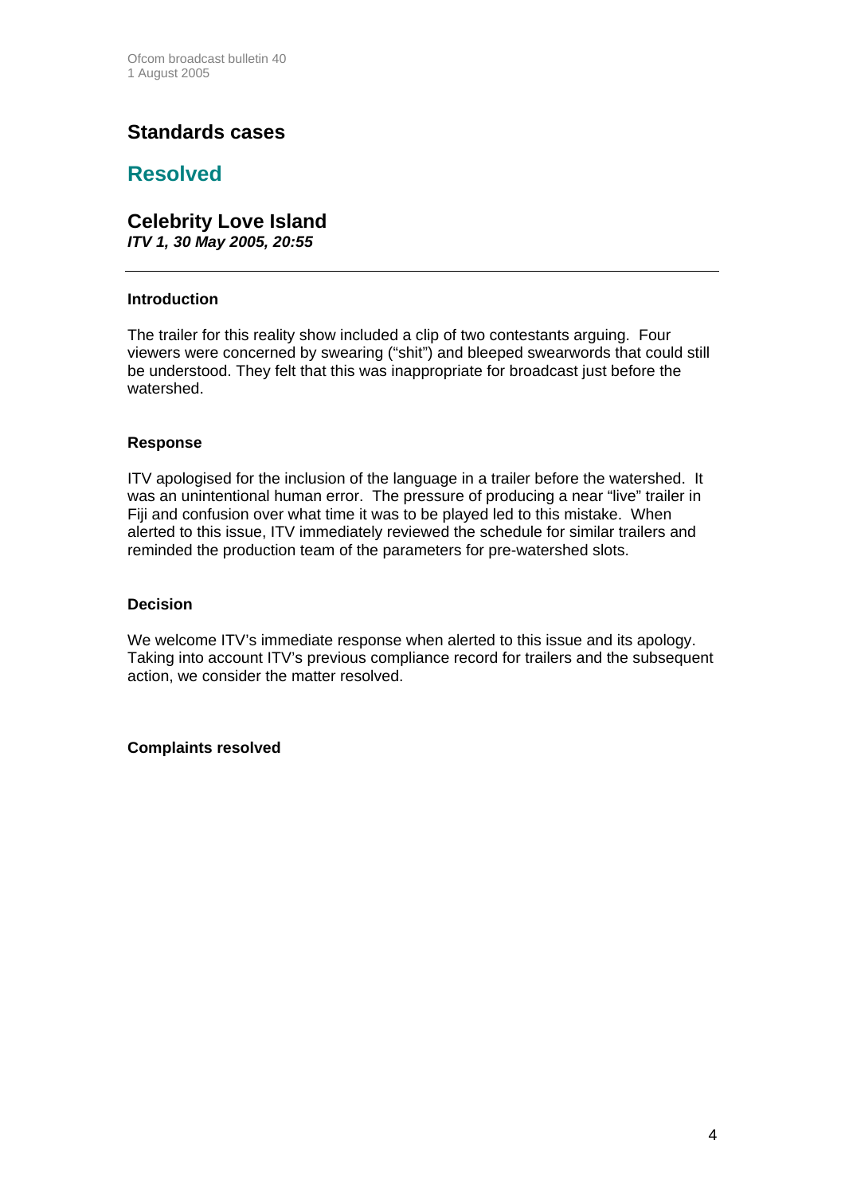## Standards cases

## Resolved

### Celebrity Love Island
***ITV 1, 30 May 2005, 20:55***

---

**Introduction**

The trailer for this reality show included a clip of two contestants arguing. Four viewers were concerned by swearing ("shit") and bleeped swearwords that could still be understood. They felt that this was inappropriate for broadcast just before the watershed.

**Response**

ITV apologised for the inclusion of the language in a trailer before the watershed. It was an unintentional human error. The pressure of producing a near "live" trailer in Fiji and confusion over what time it was to be played led to this mistake. When alerted to this issue, ITV immediately reviewed the schedule for similar trailers and reminded the production team of the parameters for pre-watershed slots.

**Decision**

We welcome ITV's immediate response when alerted to this issue and its apology. Taking into account ITV's previous compliance record for trailers and the subsequent action, we consider the matter resolved.

**Complaints resolved**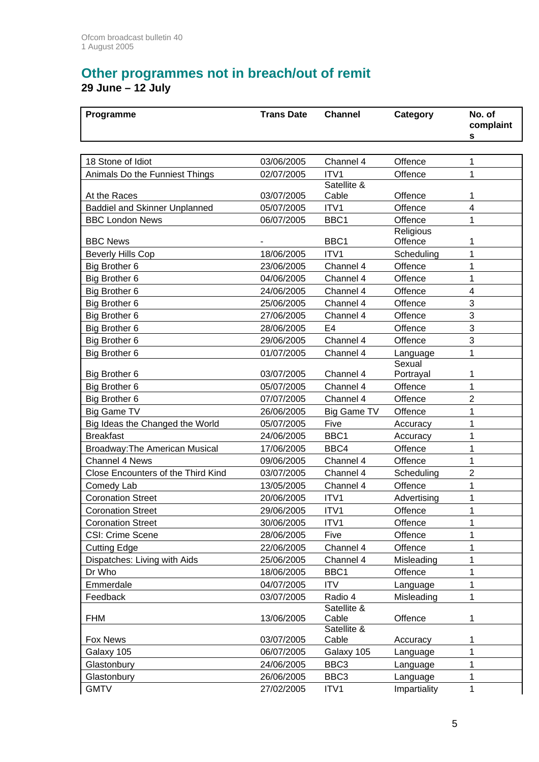## Other programmes not in breach/out of remit

**29 June – 12 July**

| Programme | Trans Date | Channel | Category | No. of complaints |
|---|---|---|---|---|
| 18 Stone of Idiot | 03/06/2005 | Channel 4 | Offence | 1 |
| Animals Do the Funniest Things | 02/07/2005 | ITV1 | Offence | 1 |
| At the Races | 03/07/2005 | Satellite & Cable | Offence | 1 |
| Baddiel and Skinner Unplanned | 05/07/2005 | ITV1 | Offence | 4 |
| BBC London News | 06/07/2005 | BBC1 | Offence | 1 |
| BBC News | - | BBC1 | Religious Offence | 1 |
| Beverly Hills Cop | 18/06/2005 | ITV1 | Scheduling | 1 |
| Big Brother 6 | 23/06/2005 | Channel 4 | Offence | 1 |
| Big Brother 6 | 04/06/2005 | Channel 4 | Offence | 1 |
| Big Brother 6 | 24/06/2005 | Channel 4 | Offence | 4 |
| Big Brother 6 | 25/06/2005 | Channel 4 | Offence | 3 |
| Big Brother 6 | 27/06/2005 | Channel 4 | Offence | 3 |
| Big Brother 6 | 28/06/2005 | E4 | Offence | 3 |
| Big Brother 6 | 29/06/2005 | Channel 4 | Offence | 3 |
| Big Brother 6 | 01/07/2005 | Channel 4 | Language | 1 |
| Big Brother 6 | 03/07/2005 | Channel 4 | Sexual Portrayal | 1 |
| Big Brother 6 | 05/07/2005 | Channel 4 | Offence | 1 |
| Big Brother 6 | 07/07/2005 | Channel 4 | Offence | 2 |
| Big Game TV | 26/06/2005 | Big Game TV | Offence | 1 |
| Big Ideas the Changed the World | 05/07/2005 | Five | Accuracy | 1 |
| Breakfast | 24/06/2005 | BBC1 | Accuracy | 1 |
| Broadway:The American Musical | 17/06/2005 | BBC4 | Offence | 1 |
| Channel 4 News | 09/06/2005 | Channel 4 | Offence | 1 |
| Close Encounters of the Third Kind | 03/07/2005 | Channel 4 | Scheduling | 2 |
| Comedy Lab | 13/05/2005 | Channel 4 | Offence | 1 |
| Coronation Street | 20/06/2005 | ITV1 | Advertising | 1 |
| Coronation Street | 29/06/2005 | ITV1 | Offence | 1 |
| Coronation Street | 30/06/2005 | ITV1 | Offence | 1 |
| CSI: Crime Scene | 28/06/2005 | Five | Offence | 1 |
| Cutting Edge | 22/06/2005 | Channel 4 | Offence | 1 |
| Dispatches: Living with Aids | 25/06/2005 | Channel 4 | Misleading | 1 |
| Dr Who | 18/06/2005 | BBC1 | Offence | 1 |
| Emmerdale | 04/07/2005 | ITV | Language | 1 |
| Feedback | 03/07/2005 | Radio 4 | Misleading | 1 |
| FHM | 13/06/2005 | Satellite & Cable | Offence | 1 |
| Fox News | 03/07/2005 | Satellite & Cable | Accuracy | 1 |
| Galaxy 105 | 06/07/2005 | Galaxy 105 | Language | 1 |
| Glastonbury | 24/06/2005 | BBC3 | Language | 1 |
| Glastonbury | 26/06/2005 | BBC3 | Language | 1 |
| GMTV | 27/02/2005 | ITV1 | Impartiality | 1 |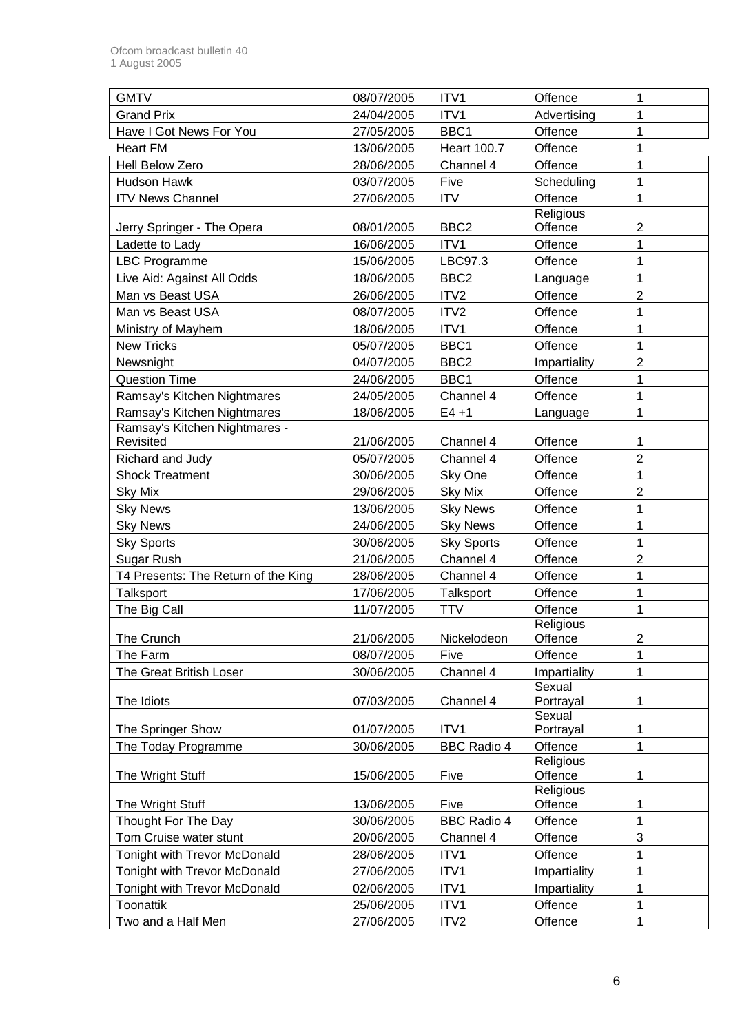| GMTV | 08/07/2005 | ITV1 | Offence | 1 |
|---|---|---|---|---|
| Grand Prix | 24/04/2005 | ITV1 | Advertising | 1 |
| Have I Got News For You | 27/05/2005 | BBC1 | Offence | 1 |
| Heart FM | 13/06/2005 | Heart 100.7 | Offence | 1 |
| Hell Below Zero | 28/06/2005 | Channel 4 | Offence | 1 |
| Hudson Hawk | 03/07/2005 | Five | Scheduling | 1 |
| ITV News Channel | 27/06/2005 | ITV | Offence | 1 |
| Jerry Springer - The Opera | 08/01/2005 | BBC2 | Religious Offence | 2 |
| Ladette to Lady | 16/06/2005 | ITV1 | Offence | 1 |
| LBC Programme | 15/06/2005 | LBC97.3 | Offence | 1 |
| Live Aid: Against All Odds | 18/06/2005 | BBC2 | Language | 1 |
| Man vs Beast USA | 26/06/2005 | ITV2 | Offence | 2 |
| Man vs Beast USA | 08/07/2005 | ITV2 | Offence | 1 |
| Ministry of Mayhem | 18/06/2005 | ITV1 | Offence | 1 |
| New Tricks | 05/07/2005 | BBC1 | Offence | 1 |
| Newsnight | 04/07/2005 | BBC2 | Impartiality | 2 |
| Question Time | 24/06/2005 | BBC1 | Offence | 1 |
| Ramsay's Kitchen Nightmares | 24/05/2005 | Channel 4 | Offence | 1 |
| Ramsay's Kitchen Nightmares | 18/06/2005 | E4 +1 | Language | 1 |
| Ramsay's Kitchen Nightmares - Revisited | 21/06/2005 | Channel 4 | Offence | 1 |
| Richard and Judy | 05/07/2005 | Channel 4 | Offence | 2 |
| Shock Treatment | 30/06/2005 | Sky One | Offence | 1 |
| Sky Mix | 29/06/2005 | Sky Mix | Offence | 2 |
| Sky News | 13/06/2005 | Sky News | Offence | 1 |
| Sky News | 24/06/2005 | Sky News | Offence | 1 |
| Sky Sports | 30/06/2005 | Sky Sports | Offence | 1 |
| Sugar Rush | 21/06/2005 | Channel 4 | Offence | 2 |
| T4 Presents: The Return of the King | 28/06/2005 | Channel 4 | Offence | 1 |
| Talksport | 17/06/2005 | Talksport | Offence | 1 |
| The Big Call | 11/07/2005 | TTV | Offence | 1 |
| The Crunch | 21/06/2005 | Nickelodeon | Religious Offence | 2 |
| The Farm | 08/07/2005 | Five | Offence | 1 |
| The Great British Loser | 30/06/2005 | Channel 4 | Impartiality | 1 |
| The Idiots | 07/03/2005 | Channel 4 | Sexual Portrayal | 1 |
| The Springer Show | 01/07/2005 | ITV1 | Sexual Portrayal | 1 |
| The Today Programme | 30/06/2005 | BBC Radio 4 | Offence | 1 |
| The Wright Stuff | 15/06/2005 | Five | Religious Offence | 1 |
| The Wright Stuff | 13/06/2005 | Five | Religious Offence | 1 |
| Thought For The Day | 30/06/2005 | BBC Radio 4 | Offence | 1 |
| Tom Cruise water stunt | 20/06/2005 | Channel 4 | Offence | 3 |
| Tonight with Trevor McDonald | 28/06/2005 | ITV1 | Offence | 1 |
| Tonight with Trevor McDonald | 27/06/2005 | ITV1 | Impartiality | 1 |
| Tonight with Trevor McDonald | 02/06/2005 | ITV1 | Impartiality | 1 |
| Toonattik | 25/06/2005 | ITV1 | Offence | 1 |
| Two and a Half Men | 27/06/2005 | ITV2 | Offence | 1 |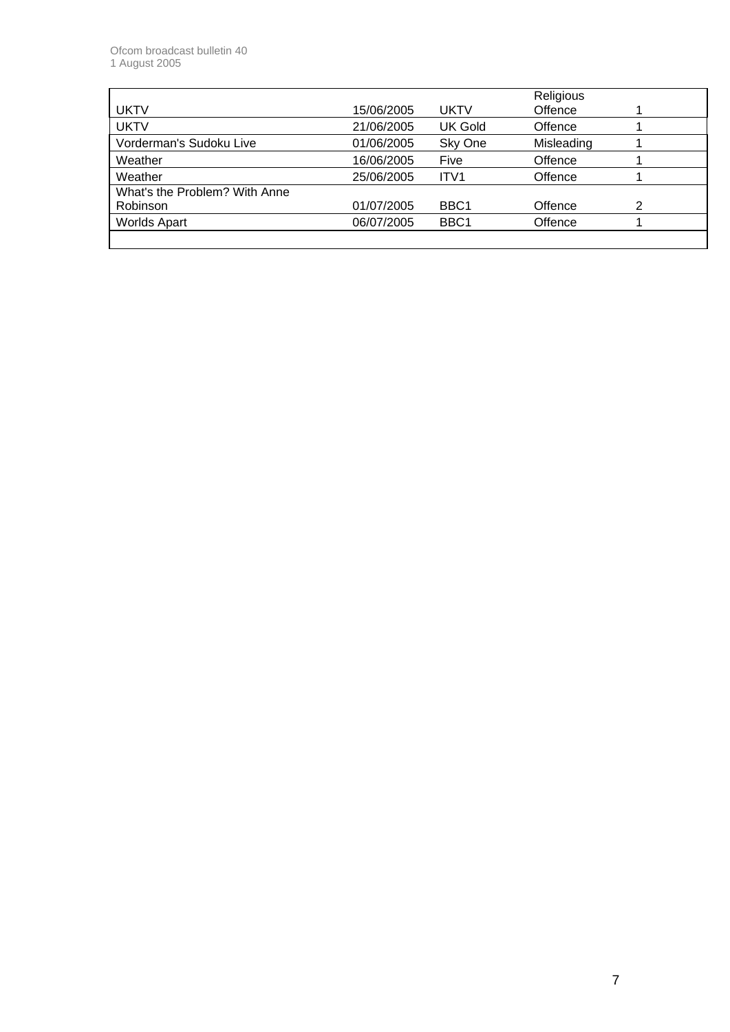| | | | | |
|---|---|---|---|---|
| UKTV | 15/06/2005 | UKTV | Religious Offence | 1 |
| UKTV | 21/06/2005 | UK Gold | Offence | 1 |
| Vorderman's Sudoku Live | 01/06/2005 | Sky One | Misleading | 1 |
| Weather | 16/06/2005 | Five | Offence | 1 |
| Weather | 25/06/2005 | ITV1 | Offence | 1 |
| What's the Problem? With Anne Robinson | 01/07/2005 | BBC1 | Offence | 2 |
| Worlds Apart | 06/07/2005 | BBC1 | Offence | 1 |